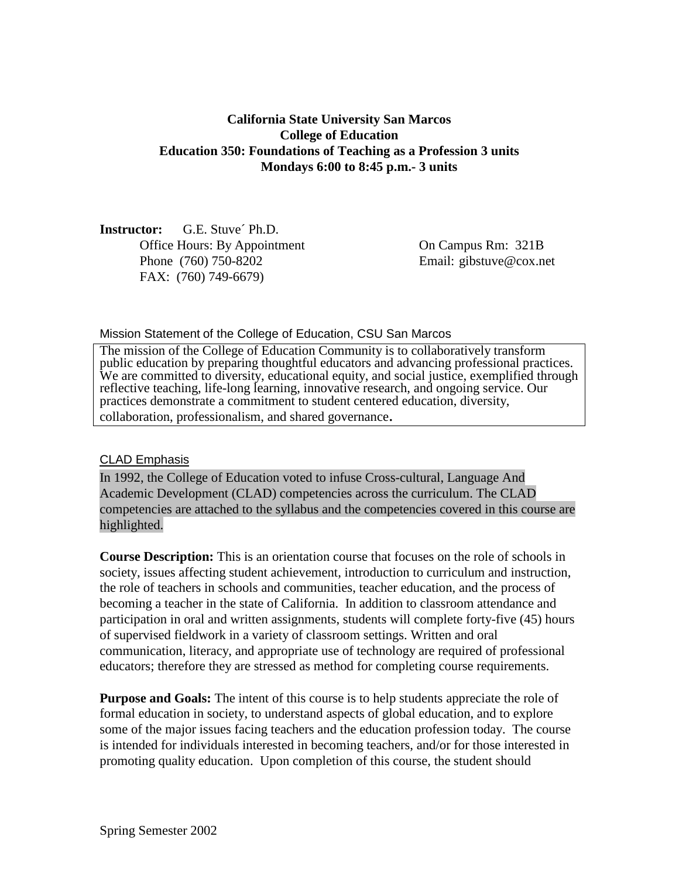**California State University San Marcos**
**College of Education**
**Education 350: Foundations of Teaching as a Profession 3 units**
**Mondays 6:00 to 8:45 p.m.- 3 units**

**Instructor:** G.E. Stuve´ Ph.D.
Office Hours: By Appointment
Phone (760) 750-8202
FAX: (760) 749-6679)

On Campus Rm: 321B
Email: gibstuve@cox.net

Mission Statement of the College of Education, CSU San Marcos

The mission of the College of Education Community is to collaboratively transform public education by preparing thoughtful educators and advancing professional practices. We are committed to diversity, educational equity, and social justice, exemplified through reflective teaching, life-long learning, innovative research, and ongoing service. Our practices demonstrate a commitment to student centered education, diversity, collaboration, professionalism, and shared governance.

CLAD Emphasis

In 1992, the College of Education voted to infuse Cross-cultural, Language And Academic Development (CLAD) competencies across the curriculum. The CLAD competencies are attached to the syllabus and the competencies covered in this course are highlighted.

**Course Description:** This is an orientation course that focuses on the role of schools in society, issues affecting student achievement, introduction to curriculum and instruction, the role of teachers in schools and communities, teacher education, and the process of becoming a teacher in the state of California. In addition to classroom attendance and participation in oral and written assignments, students will complete forty-five (45) hours of supervised fieldwork in a variety of classroom settings. Written and oral communication, literacy, and appropriate use of technology are required of professional educators; therefore they are stressed as method for completing course requirements.

**Purpose and Goals:** The intent of this course is to help students appreciate the role of formal education in society, to understand aspects of global education, and to explore some of the major issues facing teachers and the education profession today. The course is intended for individuals interested in becoming teachers, and/or for those interested in promoting quality education. Upon completion of this course, the student should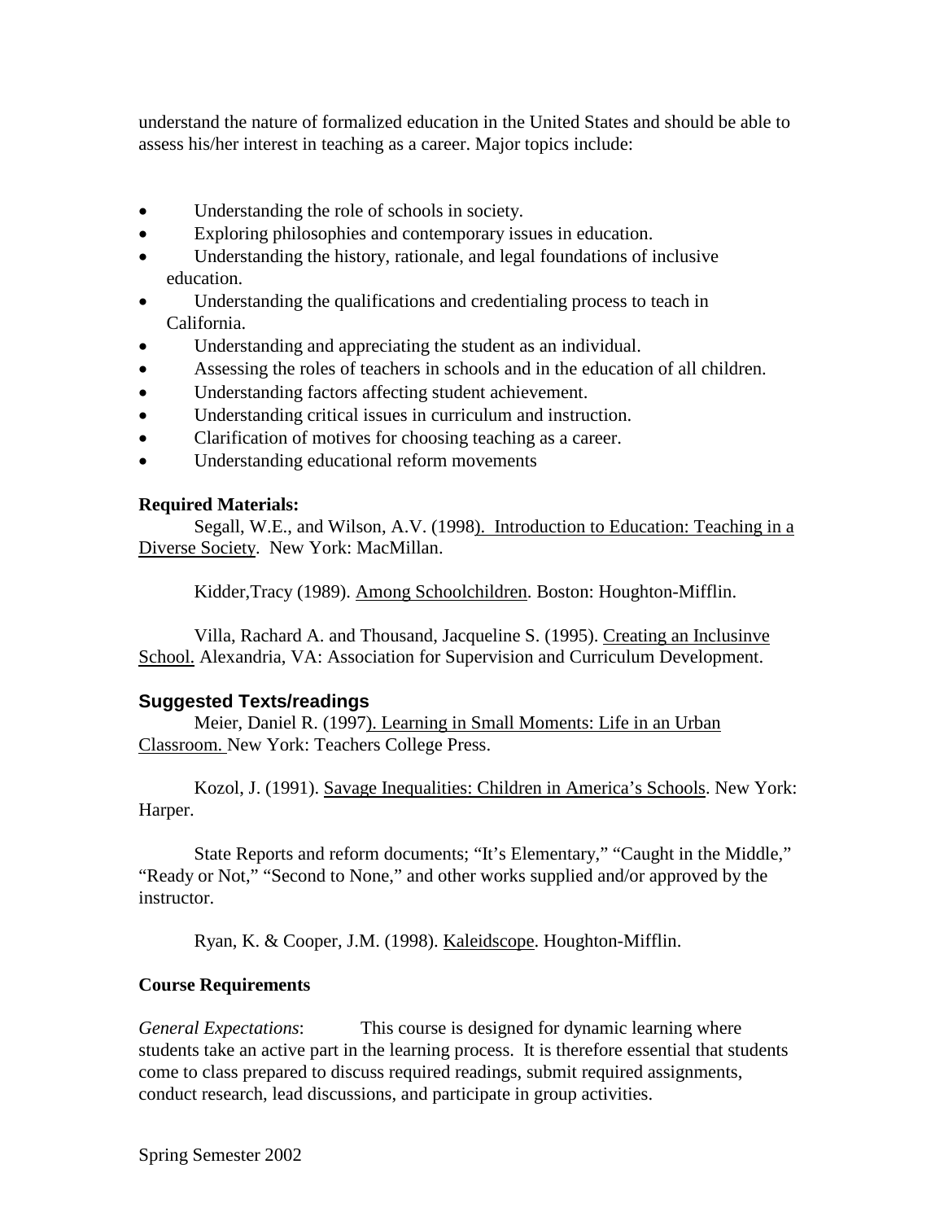understand the nature of formalized education in the United States and should be able to assess his/her interest in teaching as a career. Major topics include:

- Understanding the role of schools in society.
- Exploring philosophies and contemporary issues in education.
- Understanding the history, rationale, and legal foundations of inclusive education.
- Understanding the qualifications and credentialing process to teach in California.
- Understanding and appreciating the student as an individual.
- Assessing the roles of teachers in schools and in the education of all children.
- Understanding factors affecting student achievement.
- Understanding critical issues in curriculum and instruction.
- Clarification of motives for choosing teaching as a career.
- Understanding educational reform movements

**Required Materials:**

Segall, W.E., and Wilson, A.V. (1998). Introduction to Education: Teaching in a Diverse Society. New York: MacMillan.

Kidder,Tracy (1989). Among Schoolchildren. Boston: Houghton-Mifflin.

Villa, Rachard A. and Thousand, Jacqueline S. (1995). Creating an Inclusinve School. Alexandria, VA: Association for Supervision and Curriculum Development.

### Suggested Texts/readings

Meier, Daniel R. (1997). Learning in Small Moments: Life in an Urban Classroom. New York: Teachers College Press.

Kozol, J. (1991). Savage Inequalities: Children in America's Schools. New York: Harper.

State Reports and reform documents; "It's Elementary," "Caught in the Middle," "Ready or Not," "Second to None," and other works supplied and/or approved by the instructor.

Ryan, K. & Cooper, J.M. (1998). Kaleidscope. Houghton-Mifflin.

**Course Requirements**

*General Expectations*: This course is designed for dynamic learning where students take an active part in the learning process. It is therefore essential that students come to class prepared to discuss required readings, submit required assignments, conduct research, lead discussions, and participate in group activities.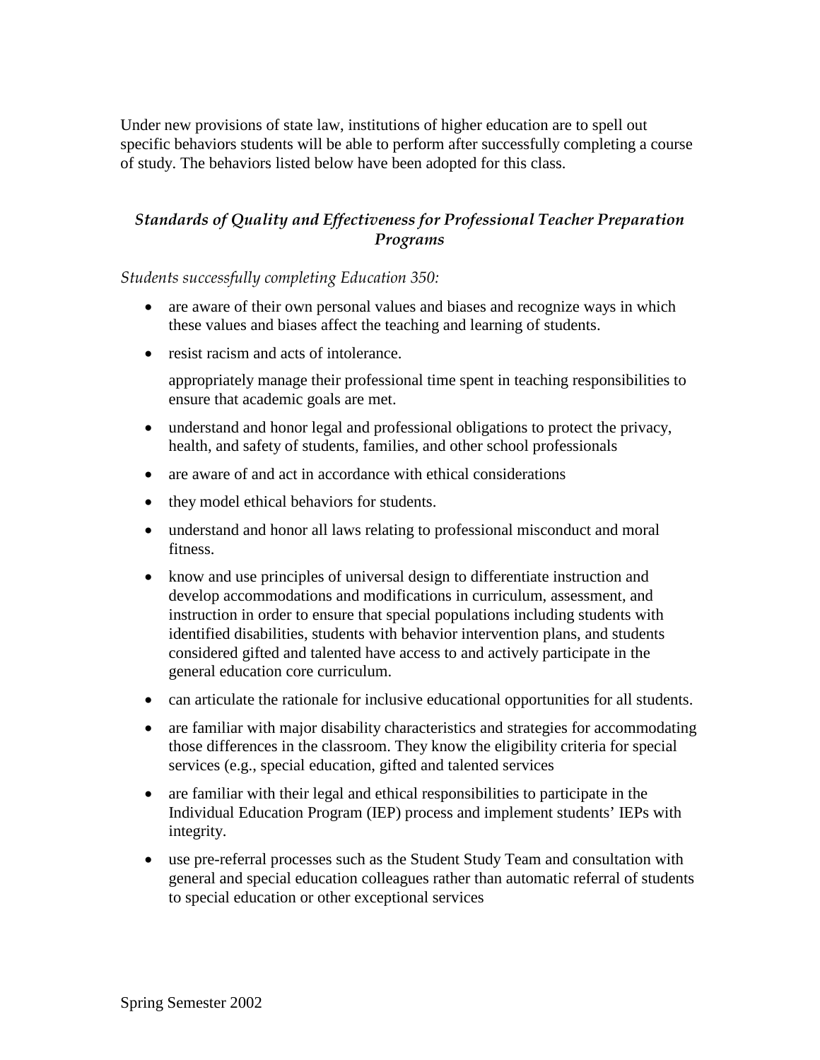Under new provisions of state law, institutions of higher education are to spell out specific behaviors students will be able to perform after successfully completing a course of study. The behaviors listed below have been adopted for this class.

### *Standards of Quality and Effectiveness for Professional Teacher Preparation Programs*

*Students successfully completing Education 350:*

- are aware of their own personal values and biases and recognize ways in which these values and biases affect the teaching and learning of students.
- resist racism and acts of intolerance.

  appropriately manage their professional time spent in teaching responsibilities to ensure that academic goals are met.

- understand and honor legal and professional obligations to protect the privacy, health, and safety of students, families, and other school professionals
- are aware of and act in accordance with ethical considerations
- they model ethical behaviors for students.
- understand and honor all laws relating to professional misconduct and moral fitness.
- know and use principles of universal design to differentiate instruction and develop accommodations and modifications in curriculum, assessment, and instruction in order to ensure that special populations including students with identified disabilities, students with behavior intervention plans, and students considered gifted and talented have access to and actively participate in the general education core curriculum.
- can articulate the rationale for inclusive educational opportunities for all students.
- are familiar with major disability characteristics and strategies for accommodating those differences in the classroom. They know the eligibility criteria for special services (e.g., special education, gifted and talented services
- are familiar with their legal and ethical responsibilities to participate in the Individual Education Program (IEP) process and implement students' IEPs with integrity.
- use pre-referral processes such as the Student Study Team and consultation with general and special education colleagues rather than automatic referral of students to special education or other exceptional services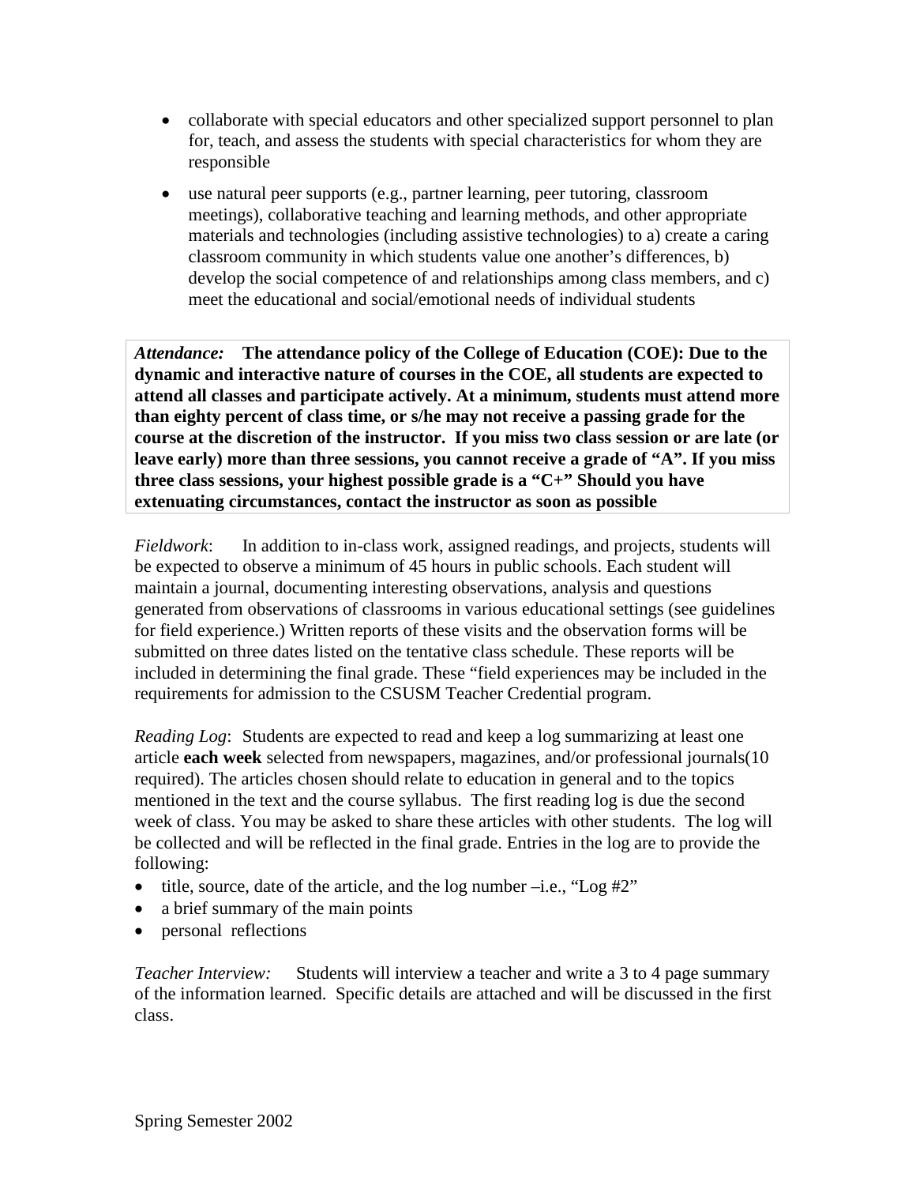- collaborate with special educators and other specialized support personnel to plan for, teach, and assess the students with special characteristics for whom they are responsible
- use natural peer supports (e.g., partner learning, peer tutoring, classroom meetings), collaborative teaching and learning methods, and other appropriate materials and technologies (including assistive technologies) to a) create a caring classroom community in which students value one another's differences, b) develop the social competence of and relationships among class members, and c) meet the educational and social/emotional needs of individual students

*Attendance:* **The attendance policy of the College of Education (COE): Due to the dynamic and interactive nature of courses in the COE, all students are expected to attend all classes and participate actively. At a minimum, students must attend more than eighty percent of class time, or s/he may not receive a passing grade for the course at the discretion of the instructor. If you miss two class session or are late (or leave early) more than three sessions, you cannot receive a grade of "A". If you miss three class sessions, your highest possible grade is a "C+" Should you have extenuating circumstances, contact the instructor as soon as possible**

*Fieldwork*: In addition to in-class work, assigned readings, and projects, students will be expected to observe a minimum of 45 hours in public schools. Each student will maintain a journal, documenting interesting observations, analysis and questions generated from observations of classrooms in various educational settings (see guidelines for field experience.) Written reports of these visits and the observation forms will be submitted on three dates listed on the tentative class schedule. These reports will be included in determining the final grade. These "field experiences may be included in the requirements for admission to the CSUSM Teacher Credential program.

*Reading Log*: Students are expected to read and keep a log summarizing at least one article **each week** selected from newspapers, magazines, and/or professional journals(10 required). The articles chosen should relate to education in general and to the topics mentioned in the text and the course syllabus. The first reading log is due the second week of class. You may be asked to share these articles with other students. The log will be collected and will be reflected in the final grade. Entries in the log are to provide the following:

- title, source, date of the article, and the log number –i.e., "Log #2"
- a brief summary of the main points
- personal reflections

*Teacher Interview:* Students will interview a teacher and write a 3 to 4 page summary of the information learned. Specific details are attached and will be discussed in the first class.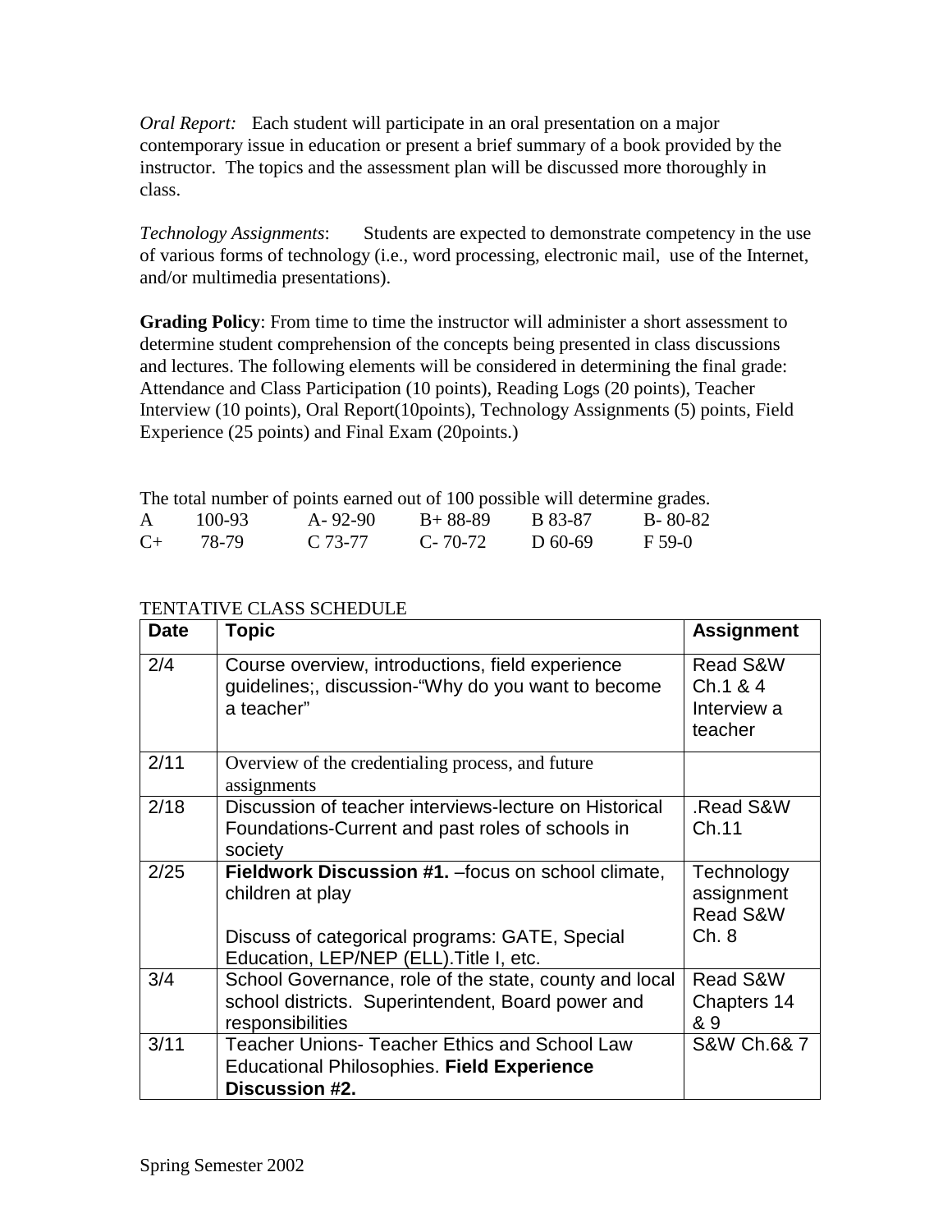*Oral Report:* Each student will participate in an oral presentation on a major contemporary issue in education or present a brief summary of a book provided by the instructor. The topics and the assessment plan will be discussed more thoroughly in class.

*Technology Assignments*: Students are expected to demonstrate competency in the use of various forms of technology (i.e., word processing, electronic mail, use of the Internet, and/or multimedia presentations).

**Grading Policy**: From time to time the instructor will administer a short assessment to determine student comprehension of the concepts being presented in class discussions and lectures. The following elements will be considered in determining the final grade: Attendance and Class Participation (10 points), Reading Logs (20 points), Teacher Interview (10 points), Oral Report(10points), Technology Assignments (5) points, Field Experience (25 points) and Final Exam (20points.)

The total number of points earned out of 100 possible will determine grades.

| | | | | | | | | | |
|---|---|---|---|---|---|---|---|---|---|
| A | 100-93 | A- | 92-90 | B+ | 88-89 | B | 83-87 | B- | 80-82 |
| C+ | 78-79 | C | 73-77 | C- | 70-72 | D | 60-69 | F | 59-0 |

TENTATIVE CLASS SCHEDULE

| Date | Topic | Assignment |
|---|---|---|
| 2/4 | Course overview, introductions, field experience guidelines;, discussion-"Why do you want to become a teacher" | Read S&W Ch.1 & 4 Interview a teacher |
| 2/11 | Overview of the credentialing process, and future assignments | |
| 2/18 | Discussion of teacher interviews-lecture on Historical Foundations-Current and past roles of schools in society | .Read S&W Ch.11 |
| 2/25 | **Fieldwork Discussion #1.** –focus on school climate, children at play<br><br>Discuss of categorical programs: GATE, Special Education, LEP/NEP (ELL).Title I, etc. | Technology assignment Read S&W Ch. 8 |
| 3/4 | School Governance, role of the state, county and local school districts. Superintendent, Board power and responsibilities | Read S&W Chapters 14 & 9 |
| 3/11 | Teacher Unions- Teacher Ethics and School Law Educational Philosophies. **Field Experience Discussion #2.** | S&W Ch.6& 7 |

Spring Semester 2002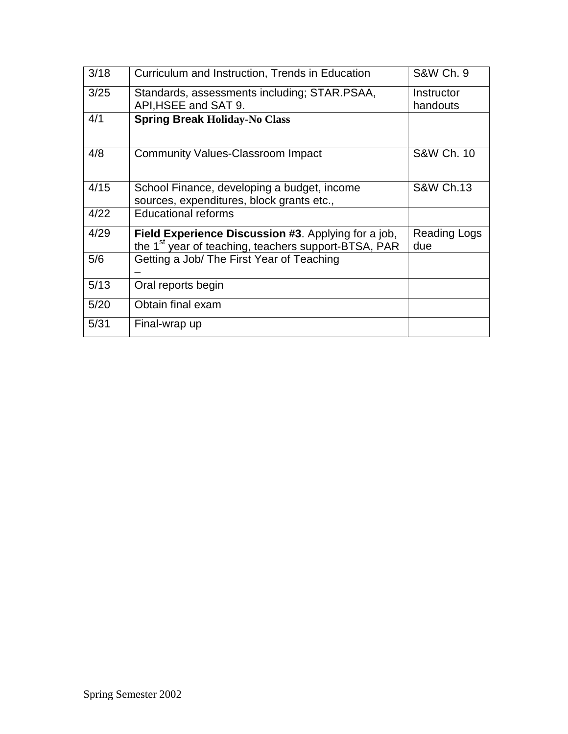| | | |
|---|---|---|
| 3/18 | Curriculum and Instruction, Trends in Education | S&W Ch. 9 |
| 3/25 | Standards, assessments including; STAR.PSAA, API,HSEE and SAT 9. | Instructor handouts |
| 4/1 | **Spring Break Holiday-No Class** | |
| 4/8 | Community Values-Classroom Impact | S&W Ch. 10 |
| 4/15 | School Finance, developing a budget, income sources, expenditures, block grants etc., | S&W Ch.13 |
| 4/22 | Educational reforms | |
| 4/29 | **Field Experience Discussion #3**. Applying for a job, the 1st year of teaching, teachers support-BTSA, PAR | Reading Logs due |
| 5/6 | Getting a Job/ The First Year of Teaching – | |
| 5/13 | Oral reports begin | |
| 5/20 | Obtain final exam | |
| 5/31 | Final-wrap up | |